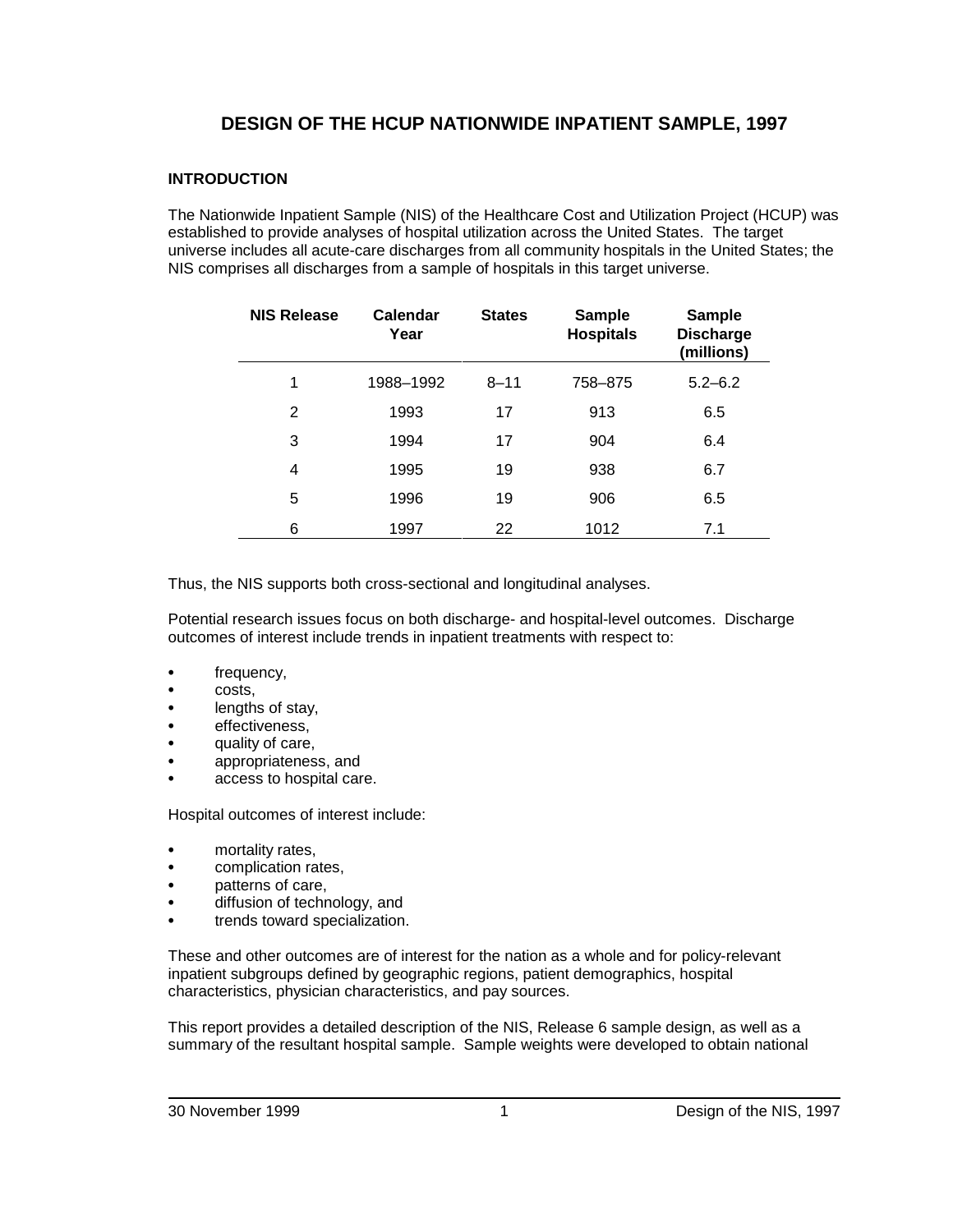# DESIGN OF THE HCUP NATIONWIDE INPATIENT SAMPLE, 1997

## INTRODUCTION

The Nationwide Inpatient Sample (NIS) of the Healthcare Cost and Utilization Project (HCUP) was established to provide analyses of hospital utilization across the United States. The target universe includes all acute-care discharges from all community hospitals in the United States; the NIS comprises all discharges from a sample of hospitals in this target universe.

| NIS Release | Calendar Year | States | Sample Hospitals | Sample Discharge (millions) |
|---|---|---|---|---|
| 1 | 1988–1992 | 8–11 | 758–875 | 5.2–6.2 |
| 2 | 1993 | 17 | 913 | 6.5 |
| 3 | 1994 | 17 | 904 | 6.4 |
| 4 | 1995 | 19 | 938 | 6.7 |
| 5 | 1996 | 19 | 906 | 6.5 |
| 6 | 1997 | 22 | 1012 | 7.1 |

Thus, the NIS supports both cross-sectional and longitudinal analyses.

Potential research issues focus on both discharge- and hospital-level outcomes. Discharge outcomes of interest include trends in inpatient treatments with respect to:

- frequency,
- costs,
- lengths of stay,
- effectiveness,
- quality of care,
- appropriateness, and
- access to hospital care.

Hospital outcomes of interest include:

- mortality rates,
- complication rates,
- patterns of care,
- diffusion of technology, and
- trends toward specialization.

These and other outcomes are of interest for the nation as a whole and for policy-relevant inpatient subgroups defined by geographic regions, patient demographics, hospital characteristics, physician characteristics, and pay sources.

This report provides a detailed description of the NIS, Release 6 sample design, as well as a summary of the resultant hospital sample. Sample weights were developed to obtain national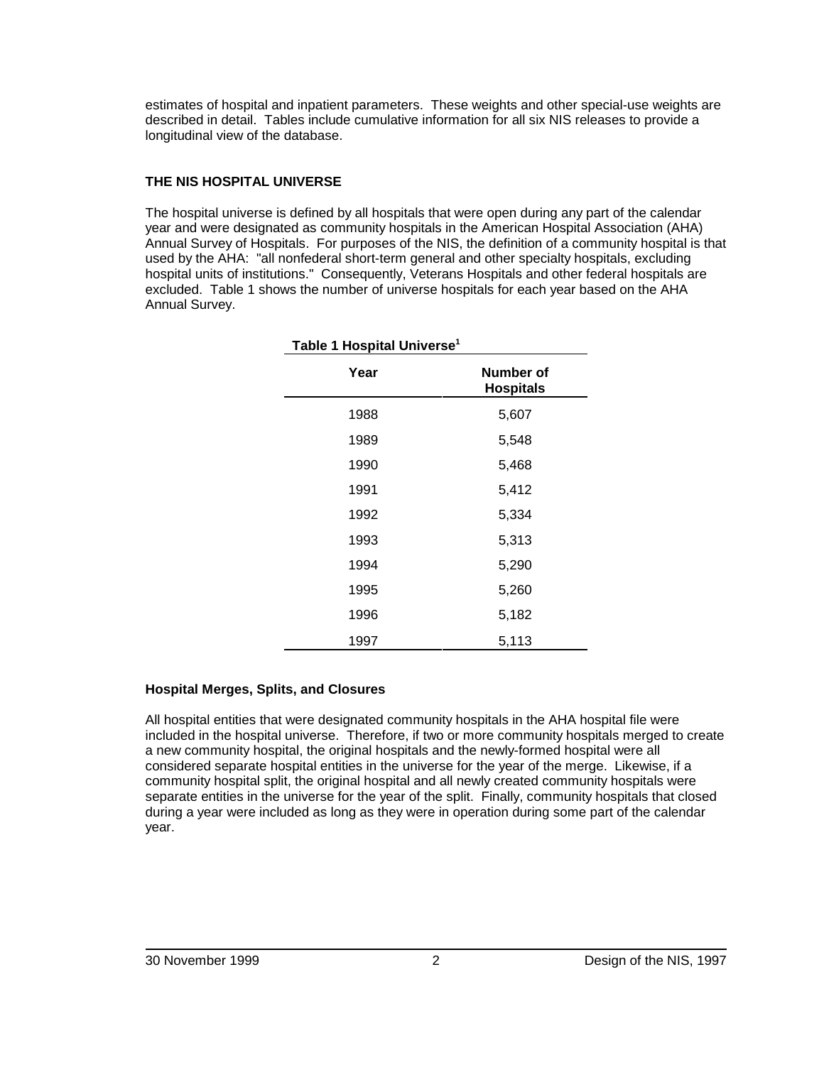estimates of hospital and inpatient parameters. These weights and other special-use weights are described in detail. Tables include cumulative information for all six NIS releases to provide a longitudinal view of the database.

## THE NIS HOSPITAL UNIVERSE

The hospital universe is defined by all hospitals that were open during any part of the calendar year and were designated as community hospitals in the American Hospital Association (AHA) Annual Survey of Hospitals. For purposes of the NIS, the definition of a community hospital is that used by the AHA: "all nonfederal short-term general and other specialty hospitals, excluding hospital units of institutions." Consequently, Veterans Hospitals and other federal hospitals are excluded. Table 1 shows the number of universe hospitals for each year based on the AHA Annual Survey.

**Table 1 Hospital Universe[1]**

| Year | Number of Hospitals |
|---|---|
| 1988 | 5,607 |
| 1989 | 5,548 |
| 1990 | 5,468 |
| 1991 | 5,412 |
| 1992 | 5,334 |
| 1993 | 5,313 |
| 1994 | 5,290 |
| 1995 | 5,260 |
| 1996 | 5,182 |
| 1997 | 5,113 |

### Hospital Merges, Splits, and Closures

All hospital entities that were designated community hospitals in the AHA hospital file were included in the hospital universe. Therefore, if two or more community hospitals merged to create a new community hospital, the original hospitals and the newly-formed hospital were all considered separate hospital entities in the universe for the year of the merge. Likewise, if a community hospital split, the original hospital and all newly created community hospitals were separate entities in the universe for the year of the split. Finally, community hospitals that closed during a year were included as long as they were in operation during some part of the calendar year.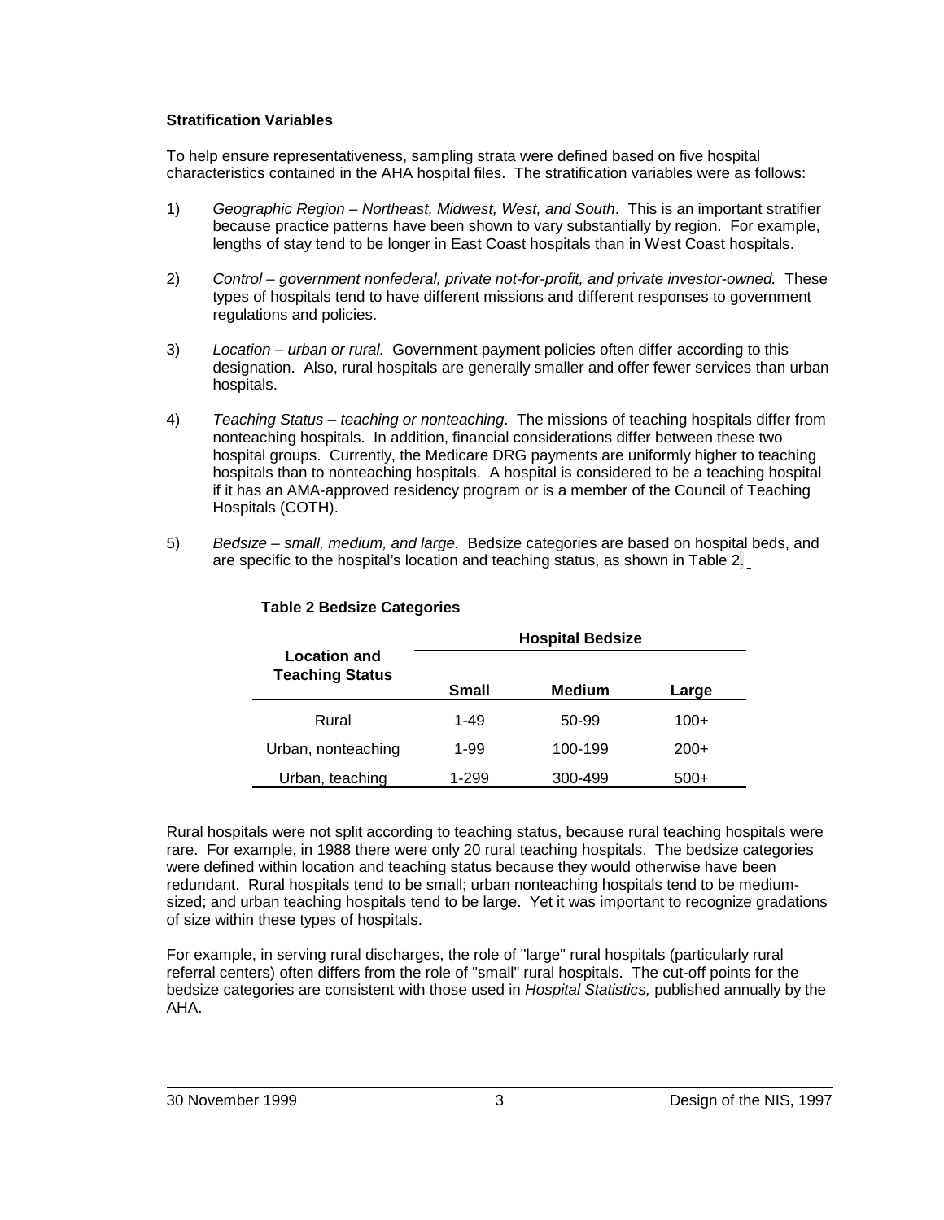### Stratification Variables

To help ensure representativeness, sampling strata were defined based on five hospital characteristics contained in the AHA hospital files. The stratification variables were as follows:

1) *Geographic Region – Northeast, Midwest, West, and South*. This is an important stratifier because practice patterns have been shown to vary substantially by region. For example, lengths of stay tend to be longer in East Coast hospitals than in West Coast hospitals.

2) *Control – government nonfederal, private not-for-profit, and private investor-owned.* These types of hospitals tend to have different missions and different responses to government regulations and policies.

3) *Location – urban or rural.* Government payment policies often differ according to this designation. Also, rural hospitals are generally smaller and offer fewer services than urban hospitals.

4) *Teaching Status – teaching or nonteaching*. The missions of teaching hospitals differ from nonteaching hospitals. In addition, financial considerations differ between these two hospital groups. Currently, the Medicare DRG payments are uniformly higher to teaching hospitals than to nonteaching hospitals. A hospital is considered to be a teaching hospital if it has an AMA-approved residency program or is a member of the Council of Teaching Hospitals (COTH).

5) *Bedsize – small, medium, and large.* Bedsize categories are based on hospital beds, and are specific to the hospital's location and teaching status, as shown in Table 2.

**Table 2 Bedsize Categories**

| Location and Teaching Status | Hospital Bedsize | | |
|---|---|---|---|
| | **Small** | **Medium** | **Large** |
| Rural | 1-49 | 50-99 | 100+ |
| Urban, nonteaching | 1-99 | 100-199 | 200+ |
| Urban, teaching | 1-299 | 300-499 | 500+ |

Rural hospitals were not split according to teaching status, because rural teaching hospitals were rare. For example, in 1988 there were only 20 rural teaching hospitals. The bedsize categories were defined within location and teaching status because they would otherwise have been redundant. Rural hospitals tend to be small; urban nonteaching hospitals tend to be medium-sized; and urban teaching hospitals tend to be large. Yet it was important to recognize gradations of size within these types of hospitals.

For example, in serving rural discharges, the role of "large" rural hospitals (particularly rural referral centers) often differs from the role of "small" rural hospitals. The cut-off points for the bedsize categories are consistent with those used in *Hospital Statistics,* published annually by the AHA.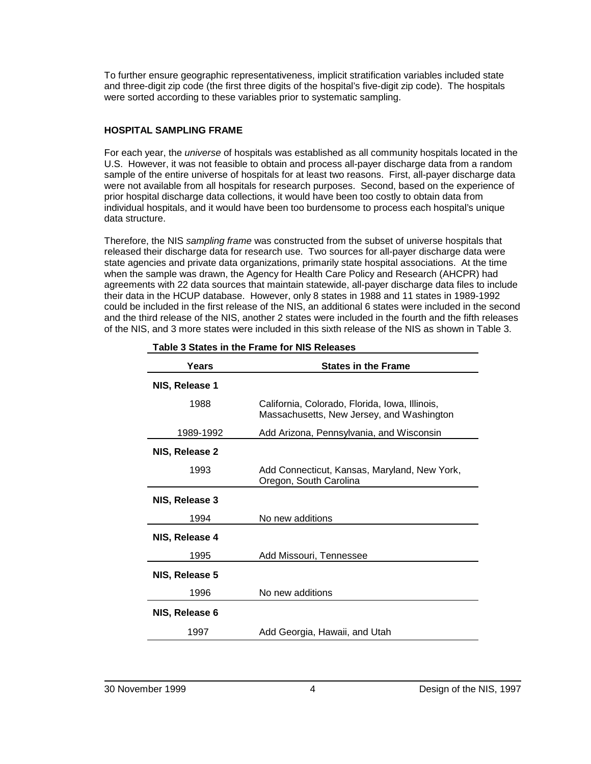To further ensure geographic representativeness, implicit stratification variables included state and three-digit zip code (the first three digits of the hospital's five-digit zip code). The hospitals were sorted according to these variables prior to systematic sampling.

### HOSPITAL SAMPLING FRAME

For each year, the *universe* of hospitals was established as all community hospitals located in the U.S. However, it was not feasible to obtain and process all-payer discharge data from a random sample of the entire universe of hospitals for at least two reasons. First, all-payer discharge data were not available from all hospitals for research purposes. Second, based on the experience of prior hospital discharge data collections, it would have been too costly to obtain data from individual hospitals, and it would have been too burdensome to process each hospital's unique data structure.

Therefore, the NIS *sampling frame* was constructed from the subset of universe hospitals that released their discharge data for research use. Two sources for all-payer discharge data were state agencies and private data organizations, primarily state hospital associations. At the time when the sample was drawn, the Agency for Health Care Policy and Research (AHCPR) had agreements with 22 data sources that maintain statewide, all-payer discharge data files to include their data in the HCUP database. However, only 8 states in 1988 and 11 states in 1989-1992 could be included in the first release of the NIS, an additional 6 states were included in the second and the third release of the NIS, another 2 states were included in the fourth and the fifth releases of the NIS, and 3 more states were included in this sixth release of the NIS as shown in Table 3.

**Table 3 States in the Frame for NIS Releases**

| Years | States in the Frame |
|---|---|
| **NIS, Release 1** | |
| 1988 | California, Colorado, Florida, Iowa, Illinois, Massachusetts, New Jersey, and Washington |
| 1989-1992 | Add Arizona, Pennsylvania, and Wisconsin |
| **NIS, Release 2** | |
| 1993 | Add Connecticut, Kansas, Maryland, New York, Oregon, South Carolina |
| **NIS, Release 3** | |
| 1994 | No new additions |
| **NIS, Release 4** | |
| 1995 | Add Missouri, Tennessee |
| **NIS, Release 5** | |
| 1996 | No new additions |
| **NIS, Release 6** | |
| 1997 | Add Georgia, Hawaii, and Utah |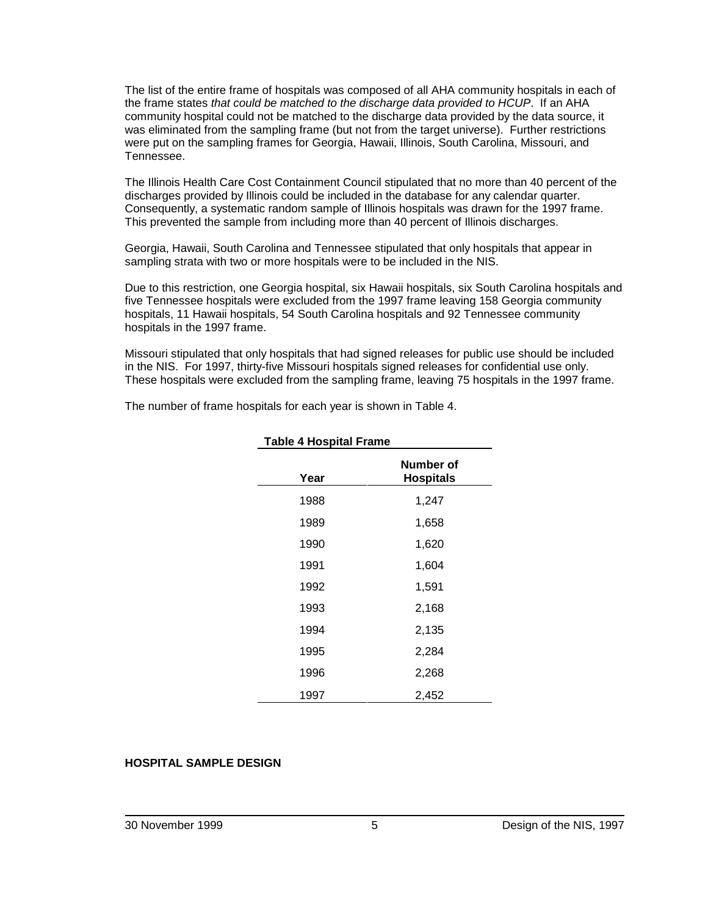The list of the entire frame of hospitals was composed of all AHA community hospitals in each of the frame states *that could be matched to the discharge data provided to HCUP*. If an AHA community hospital could not be matched to the discharge data provided by the data source, it was eliminated from the sampling frame (but not from the target universe). Further restrictions were put on the sampling frames for Georgia, Hawaii, Illinois, South Carolina, Missouri, and Tennessee.

The Illinois Health Care Cost Containment Council stipulated that no more than 40 percent of the discharges provided by Illinois could be included in the database for any calendar quarter. Consequently, a systematic random sample of Illinois hospitals was drawn for the 1997 frame. This prevented the sample from including more than 40 percent of Illinois discharges.

Georgia, Hawaii, South Carolina and Tennessee stipulated that only hospitals that appear in sampling strata with two or more hospitals were to be included in the NIS.

Due to this restriction, one Georgia hospital, six Hawaii hospitals, six South Carolina hospitals and five Tennessee hospitals were excluded from the 1997 frame leaving 158 Georgia community hospitals, 11 Hawaii hospitals, 54 South Carolina hospitals and 92 Tennessee community hospitals in the 1997 frame.

Missouri stipulated that only hospitals that had signed releases for public use should be included in the NIS. For 1997, thirty-five Missouri hospitals signed releases for confidential use only. These hospitals were excluded from the sampling frame, leaving 75 hospitals in the 1997 frame.

The number of frame hospitals for each year is shown in Table 4.

**Table 4 Hospital Frame**

| Year | Number of Hospitals |
|---|---|
| 1988 | 1,247 |
| 1989 | 1,658 |
| 1990 | 1,620 |
| 1991 | 1,604 |
| 1992 | 1,591 |
| 1993 | 2,168 |
| 1994 | 2,135 |
| 1995 | 2,284 |
| 1996 | 2,268 |
| 1997 | 2,452 |

## HOSPITAL SAMPLE DESIGN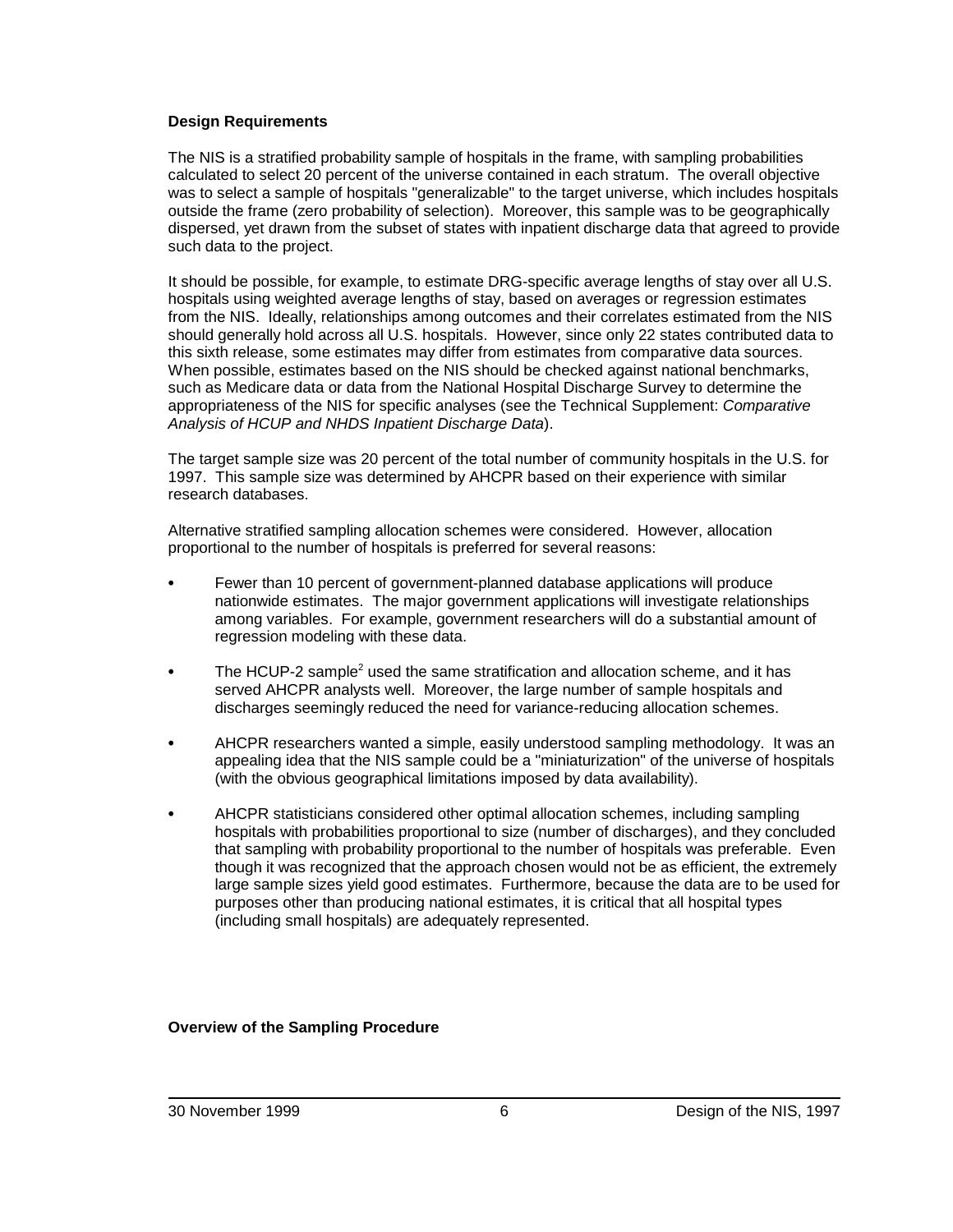## Design Requirements

The NIS is a stratified probability sample of hospitals in the frame, with sampling probabilities calculated to select 20 percent of the universe contained in each stratum. The overall objective was to select a sample of hospitals "generalizable" to the target universe, which includes hospitals outside the frame (zero probability of selection). Moreover, this sample was to be geographically dispersed, yet drawn from the subset of states with inpatient discharge data that agreed to provide such data to the project.

It should be possible, for example, to estimate DRG-specific average lengths of stay over all U.S. hospitals using weighted average lengths of stay, based on averages or regression estimates from the NIS. Ideally, relationships among outcomes and their correlates estimated from the NIS should generally hold across all U.S. hospitals. However, since only 22 states contributed data to this sixth release, some estimates may differ from estimates from comparative data sources. When possible, estimates based on the NIS should be checked against national benchmarks, such as Medicare data or data from the National Hospital Discharge Survey to determine the appropriateness of the NIS for specific analyses (see the Technical Supplement: *Comparative Analysis of HCUP and NHDS Inpatient Discharge Data*).

The target sample size was 20 percent of the total number of community hospitals in the U.S. for 1997. This sample size was determined by AHCPR based on their experience with similar research databases.

Alternative stratified sampling allocation schemes were considered. However, allocation proportional to the number of hospitals is preferred for several reasons:

- Fewer than 10 percent of government-planned database applications will produce nationwide estimates. The major government applications will investigate relationships among variables. For example, government researchers will do a substantial amount of regression modeling with these data.
- The HCUP-2 sample[2] used the same stratification and allocation scheme, and it has served AHCPR analysts well. Moreover, the large number of sample hospitals and discharges seemingly reduced the need for variance-reducing allocation schemes.
- AHCPR researchers wanted a simple, easily understood sampling methodology. It was an appealing idea that the NIS sample could be a "miniaturization" of the universe of hospitals (with the obvious geographical limitations imposed by data availability).
- AHCPR statisticians considered other optimal allocation schemes, including sampling hospitals with probabilities proportional to size (number of discharges), and they concluded that sampling with probability proportional to the number of hospitals was preferable. Even though it was recognized that the approach chosen would not be as efficient, the extremely large sample sizes yield good estimates. Furthermore, because the data are to be used for purposes other than producing national estimates, it is critical that all hospital types (including small hospitals) are adequately represented.

## Overview of the Sampling Procedure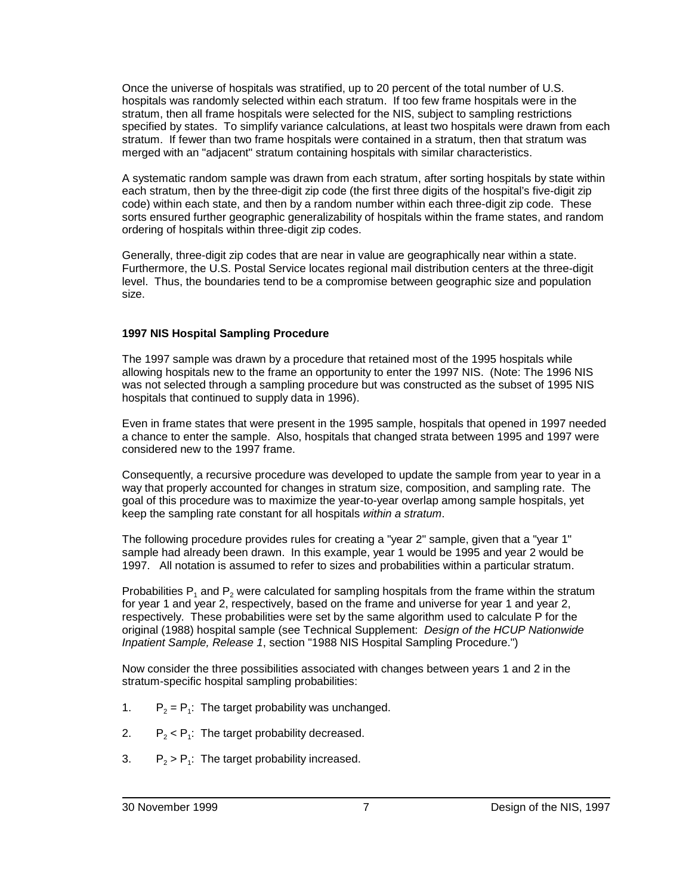Once the universe of hospitals was stratified, up to 20 percent of the total number of U.S. hospitals was randomly selected within each stratum. If too few frame hospitals were in the stratum, then all frame hospitals were selected for the NIS, subject to sampling restrictions specified by states. To simplify variance calculations, at least two hospitals were drawn from each stratum. If fewer than two frame hospitals were contained in a stratum, then that stratum was merged with an "adjacent" stratum containing hospitals with similar characteristics.

A systematic random sample was drawn from each stratum, after sorting hospitals by state within each stratum, then by the three-digit zip code (the first three digits of the hospital's five-digit zip code) within each state, and then by a random number within each three-digit zip code. These sorts ensured further geographic generalizability of hospitals within the frame states, and random ordering of hospitals within three-digit zip codes.

Generally, three-digit zip codes that are near in value are geographically near within a state. Furthermore, the U.S. Postal Service locates regional mail distribution centers at the three-digit level. Thus, the boundaries tend to be a compromise between geographic size and population size.

### 1997 NIS Hospital Sampling Procedure

The 1997 sample was drawn by a procedure that retained most of the 1995 hospitals while allowing hospitals new to the frame an opportunity to enter the 1997 NIS. (Note: The 1996 NIS was not selected through a sampling procedure but was constructed as the subset of 1995 NIS hospitals that continued to supply data in 1996).

Even in frame states that were present in the 1995 sample, hospitals that opened in 1997 needed a chance to enter the sample. Also, hospitals that changed strata between 1995 and 1997 were considered new to the 1997 frame.

Consequently, a recursive procedure was developed to update the sample from year to year in a way that properly accounted for changes in stratum size, composition, and sampling rate. The goal of this procedure was to maximize the year-to-year overlap among sample hospitals, yet keep the sampling rate constant for all hospitals *within a stratum*.

The following procedure provides rules for creating a "year 2" sample, given that a "year 1" sample had already been drawn. In this example, year 1 would be 1995 and year 2 would be 1997. All notation is assumed to refer to sizes and probabilities within a particular stratum.

Probabilities $P_1$ and $P_2$ were calculated for sampling hospitals from the frame within the stratum for year 1 and year 2, respectively, based on the frame and universe for year 1 and year 2, respectively. These probabilities were set by the same algorithm used to calculate P for the original (1988) hospital sample (see Technical Supplement: *Design of the HCUP Nationwide Inpatient Sample, Release 1*, section "1988 NIS Hospital Sampling Procedure.")

Now consider the three possibilities associated with changes between years 1 and 2 in the stratum-specific hospital sampling probabilities:

1. $P_2 = P_1$: The target probability was unchanged.

2. $P_2 < P_1$: The target probability decreased.

3. $P_2 > P_1$: The target probability increased.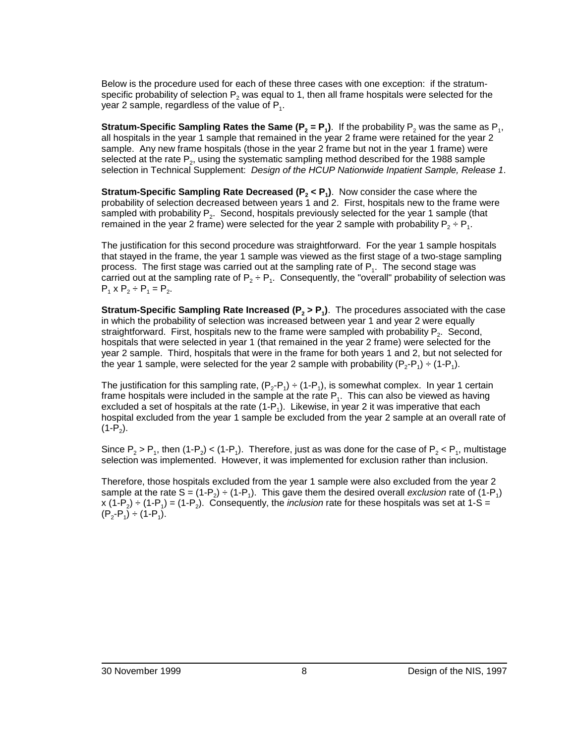Below is the procedure used for each of these three cases with one exception: if the stratum-specific probability of selection $P_2$ was equal to 1, then all frame hospitals were selected for the year 2 sample, regardless of the value of $P_1$.

**Stratum-Specific Sampling Rates the Same ($P_2 = P_1$)**. If the probability $P_2$ was the same as $P_1$, all hospitals in the year 1 sample that remained in the year 2 frame were retained for the year 2 sample. Any new frame hospitals (those in the year 2 frame but not in the year 1 frame) were selected at the rate $P_2$, using the systematic sampling method described for the 1988 sample selection in Technical Supplement: *Design of the HCUP Nationwide Inpatient Sample, Release 1*.

**Stratum-Specific Sampling Rate Decreased ($P_2 < P_1$)**. Now consider the case where the probability of selection decreased between years 1 and 2. First, hospitals new to the frame were sampled with probability $P_2$. Second, hospitals previously selected for the year 1 sample (that remained in the year 2 frame) were selected for the year 2 sample with probability $P_2 \div P_1$.

The justification for this second procedure was straightforward. For the year 1 sample hospitals that stayed in the frame, the year 1 sample was viewed as the first stage of a two-stage sampling process. The first stage was carried out at the sampling rate of $P_1$. The second stage was carried out at the sampling rate of $P_2 \div P_1$. Consequently, the "overall" probability of selection was $P_1 \times P_2 \div P_1 = P_2$.

**Stratum-Specific Sampling Rate Increased ($P_2 > P_1$)**. The procedures associated with the case in which the probability of selection was increased between year 1 and year 2 were equally straightforward. First, hospitals new to the frame were sampled with probability $P_2$. Second, hospitals that were selected in year 1 (that remained in the year 2 frame) were selected for the year 2 sample. Third, hospitals that were in the frame for both years 1 and 2, but not selected for the year 1 sample, were selected for the year 2 sample with probability $(P_2\text{-}P_1) \div (1\text{-}P_1)$.

The justification for this sampling rate, $(P_2\text{-}P_1) \div (1\text{-}P_1)$, is somewhat complex. In year 1 certain frame hospitals were included in the sample at the rate $P_1$. This can also be viewed as having excluded a set of hospitals at the rate $(1\text{-}P_1)$. Likewise, in year 2 it was imperative that each hospital excluded from the year 1 sample be excluded from the year 2 sample at an overall rate of $(1\text{-}P_2)$.

Since $P_2 > P_1$, then $(1\text{-}P_2) < (1\text{-}P_1)$. Therefore, just as was done for the case of $P_2 < P_1$, multistage selection was implemented. However, it was implemented for exclusion rather than inclusion.

Therefore, those hospitals excluded from the year 1 sample were also excluded from the year 2 sample at the rate $S = (1\text{-}P_2) \div (1\text{-}P_1)$. This gave them the desired overall *exclusion* rate of $(1\text{-}P_1) \times (1\text{-}P_2) \div (1\text{-}P_1) = (1\text{-}P_2)$. Consequently, the *inclusion* rate for these hospitals was set at $1\text{-}S = (P_2\text{-}P_1) \div (1\text{-}P_1)$.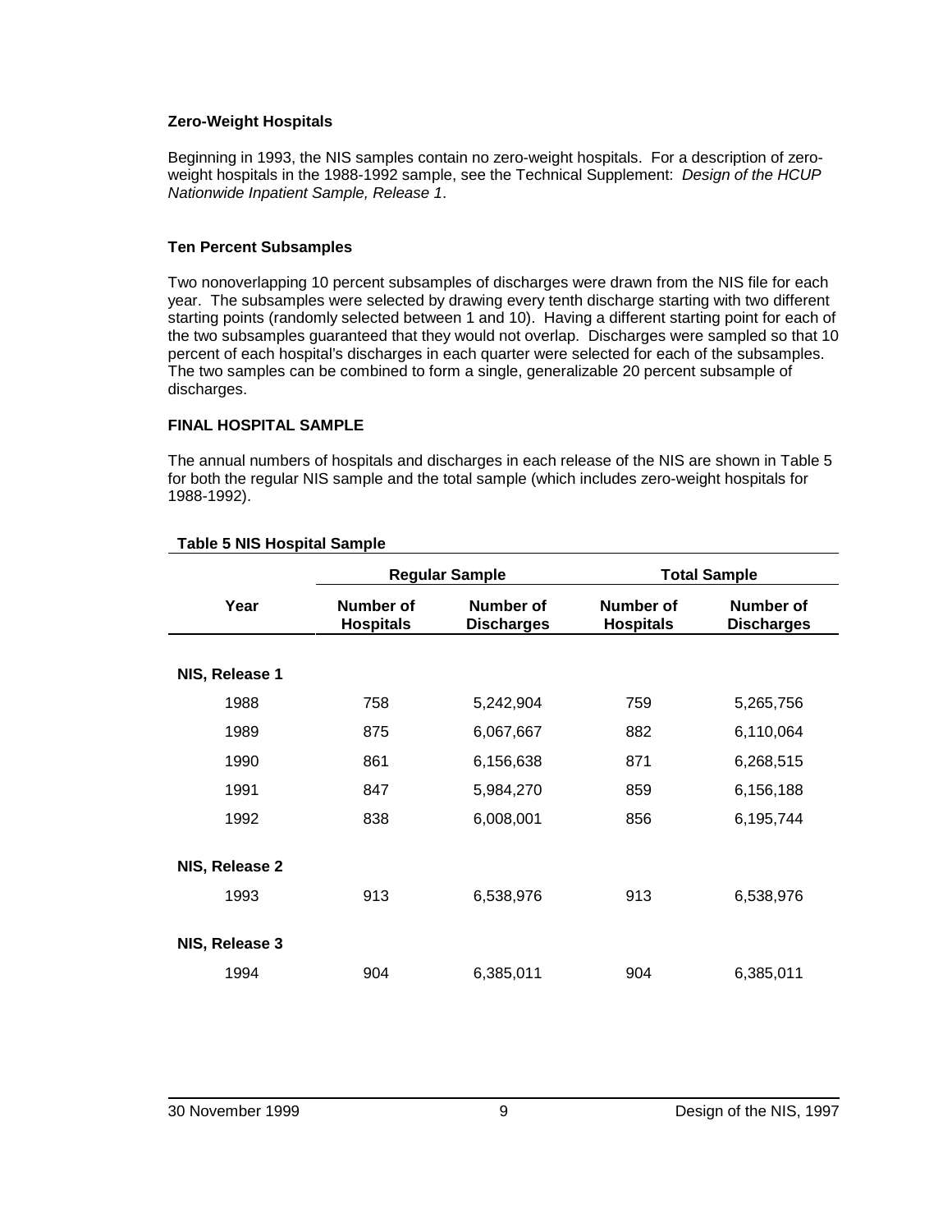### Zero-Weight Hospitals

Beginning in 1993, the NIS samples contain no zero-weight hospitals. For a description of zero-weight hospitals in the 1988-1992 sample, see the Technical Supplement: *Design of the HCUP Nationwide Inpatient Sample, Release 1*.

### Ten Percent Subsamples

Two nonoverlapping 10 percent subsamples of discharges were drawn from the NIS file for each year. The subsamples were selected by drawing every tenth discharge starting with two different starting points (randomly selected between 1 and 10). Having a different starting point for each of the two subsamples guaranteed that they would not overlap. Discharges were sampled so that 10 percent of each hospital's discharges in each quarter were selected for each of the subsamples. The two samples can be combined to form a single, generalizable 20 percent subsample of discharges.

## FINAL HOSPITAL SAMPLE

The annual numbers of hospitals and discharges in each release of the NIS are shown in Table 5 for both the regular NIS sample and the total sample (which includes zero-weight hospitals for 1988-1992).

**Table 5 NIS Hospital Sample**

| | Regular Sample | | Total Sample | |
|---|---|---|---|---|
| **Year** | **Number of Hospitals** | **Number of Discharges** | **Number of Hospitals** | **Number of Discharges** |
| **NIS, Release 1** | | | | |
| 1988 | 758 | 5,242,904 | 759 | 5,265,756 |
| 1989 | 875 | 6,067,667 | 882 | 6,110,064 |
| 1990 | 861 | 6,156,638 | 871 | 6,268,515 |
| 1991 | 847 | 5,984,270 | 859 | 6,156,188 |
| 1992 | 838 | 6,008,001 | 856 | 6,195,744 |
| **NIS, Release 2** | | | | |
| 1993 | 913 | 6,538,976 | 913 | 6,538,976 |
| **NIS, Release 3** | | | | |
| 1994 | 904 | 6,385,011 | 904 | 6,385,011 |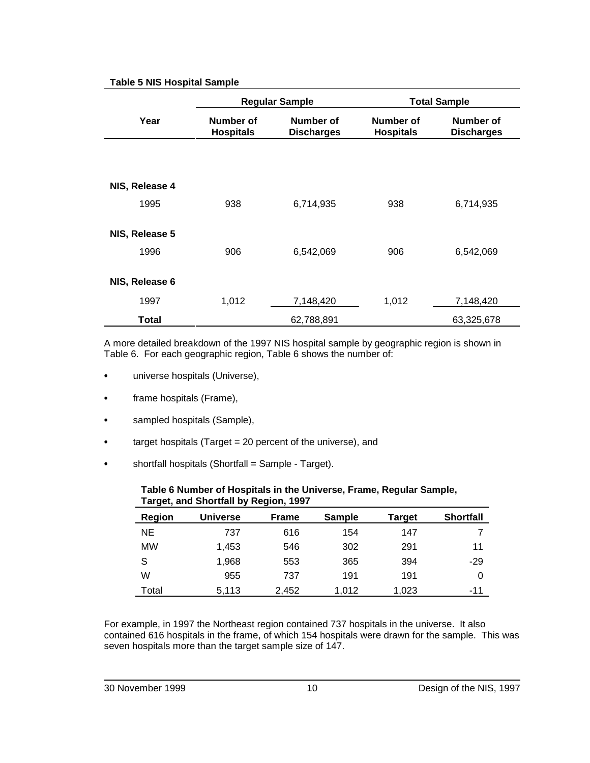**Table 5 NIS Hospital Sample**

| Year | Regular Sample | | Total Sample | |
|---|---|---|---|---|
| | Number of Hospitals | Number of Discharges | Number of Hospitals | Number of Discharges |
| **NIS, Release 4** | | | | |
| 1995 | 938 | 6,714,935 | 938 | 6,714,935 |
| **NIS, Release 5** | | | | |
| 1996 | 906 | 6,542,069 | 906 | 6,542,069 |
| **NIS, Release 6** | | | | |
| 1997 | 1,012 | 7,148,420 | 1,012 | 7,148,420 |
| **Total** | | 62,788,891 | | 63,325,678 |

A more detailed breakdown of the 1997 NIS hospital sample by geographic region is shown in Table 6. For each geographic region, Table 6 shows the number of:

- universe hospitals (Universe),
- frame hospitals (Frame),
- sampled hospitals (Sample),
- target hospitals (Target = 20 percent of the universe), and
- shortfall hospitals (Shortfall = Sample - Target).

**Table 6 Number of Hospitals in the Universe, Frame, Regular Sample, Target, and Shortfall by Region, 1997**

| Region | Universe | Frame | Sample | Target | Shortfall |
|---|---|---|---|---|---|
| NE | 737 | 616 | 154 | 147 | 7 |
| MW | 1,453 | 546 | 302 | 291 | 11 |
| S | 1,968 | 553 | 365 | 394 | -29 |
| W | 955 | 737 | 191 | 191 | 0 |
| Total | 5,113 | 2,452 | 1,012 | 1,023 | -11 |

For example, in 1997 the Northeast region contained 737 hospitals in the universe. It also contained 616 hospitals in the frame, of which 154 hospitals were drawn for the sample. This was seven hospitals more than the target sample size of 147.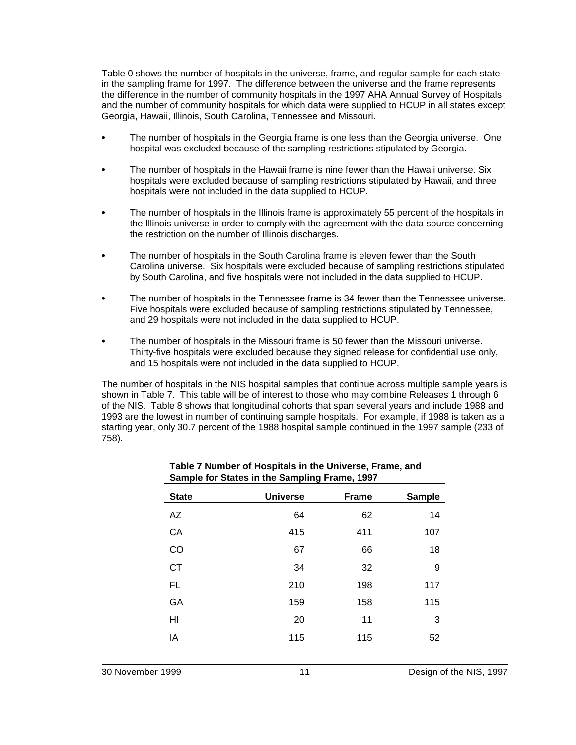Table 0 shows the number of hospitals in the universe, frame, and regular sample for each state in the sampling frame for 1997. The difference between the universe and the frame represents the difference in the number of community hospitals in the 1997 AHA Annual Survey of Hospitals and the number of community hospitals for which data were supplied to HCUP in all states except Georgia, Hawaii, Illinois, South Carolina, Tennessee and Missouri.

- The number of hospitals in the Georgia frame is one less than the Georgia universe. One hospital was excluded because of the sampling restrictions stipulated by Georgia.
- The number of hospitals in the Hawaii frame is nine fewer than the Hawaii universe. Six hospitals were excluded because of sampling restrictions stipulated by Hawaii, and three hospitals were not included in the data supplied to HCUP.
- The number of hospitals in the Illinois frame is approximately 55 percent of the hospitals in the Illinois universe in order to comply with the agreement with the data source concerning the restriction on the number of Illinois discharges.
- The number of hospitals in the South Carolina frame is eleven fewer than the South Carolina universe. Six hospitals were excluded because of sampling restrictions stipulated by South Carolina, and five hospitals were not included in the data supplied to HCUP.
- The number of hospitals in the Tennessee frame is 34 fewer than the Tennessee universe. Five hospitals were excluded because of sampling restrictions stipulated by Tennessee, and 29 hospitals were not included in the data supplied to HCUP.
- The number of hospitals in the Missouri frame is 50 fewer than the Missouri universe. Thirty-five hospitals were excluded because they signed release for confidential use only, and 15 hospitals were not included in the data supplied to HCUP.

The number of hospitals in the NIS hospital samples that continue across multiple sample years is shown in Table 7. This table will be of interest to those who may combine Releases 1 through 6 of the NIS. Table 8 shows that longitudinal cohorts that span several years and include 1988 and 1993 are the lowest in number of continuing sample hospitals. For example, if 1988 is taken as a starting year, only 30.7 percent of the 1988 hospital sample continued in the 1997 sample (233 of 758).

**Table 7 Number of Hospitals in the Universe, Frame, and Sample for States in the Sampling Frame, 1997**

| State | Universe | Frame | Sample |
|---|---|---|---|
| AZ | 64 | 62 | 14 |
| CA | 415 | 411 | 107 |
| CO | 67 | 66 | 18 |
| CT | 34 | 32 | 9 |
| FL | 210 | 198 | 117 |
| GA | 159 | 158 | 115 |
| HI | 20 | 11 | 3 |
| IA | 115 | 115 | 52 |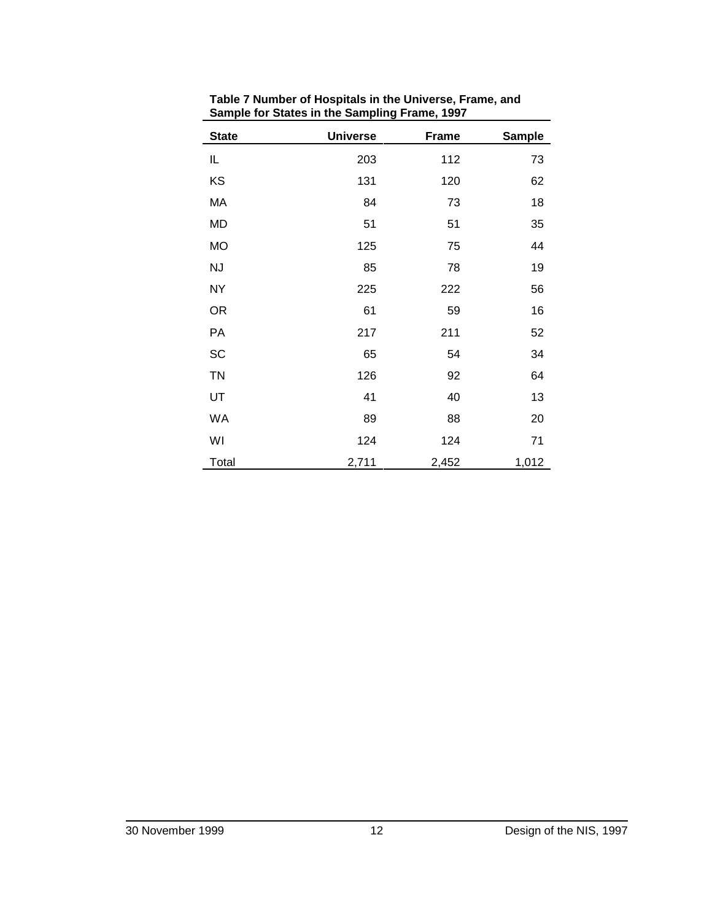**Table 7 Number of Hospitals in the Universe, Frame, and Sample for States in the Sampling Frame, 1997**

| State | Universe | Frame | Sample |
|---|---|---|---|
| IL | 203 | 112 | 73 |
| KS | 131 | 120 | 62 |
| MA | 84 | 73 | 18 |
| MD | 51 | 51 | 35 |
| MO | 125 | 75 | 44 |
| NJ | 85 | 78 | 19 |
| NY | 225 | 222 | 56 |
| OR | 61 | 59 | 16 |
| PA | 217 | 211 | 52 |
| SC | 65 | 54 | 34 |
| TN | 126 | 92 | 64 |
| UT | 41 | 40 | 13 |
| WA | 89 | 88 | 20 |
| WI | 124 | 124 | 71 |
| Total | 2,711 | 2,452 | 1,012 |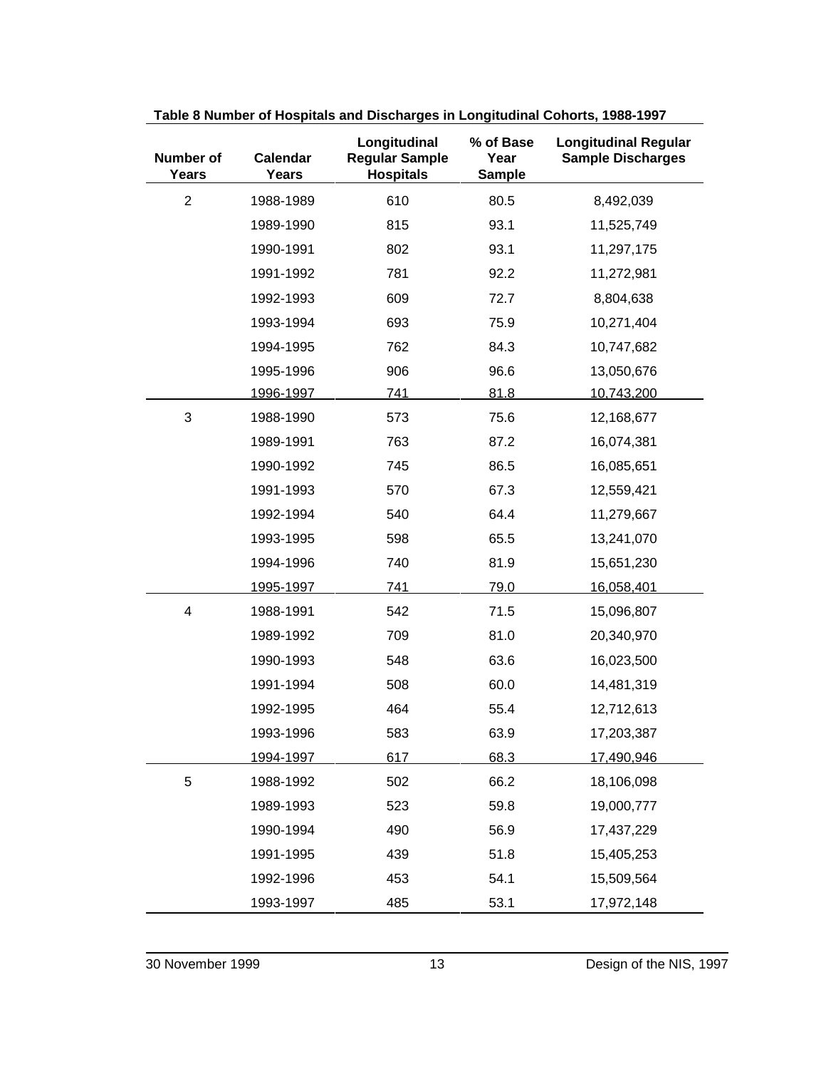**Table 8 Number of Hospitals and Discharges in Longitudinal Cohorts, 1988-1997**

| Number of Years | Calendar Years | Longitudinal Regular Sample Hospitals | % of Base Year Sample | Longitudinal Regular Sample Discharges |
|---|---|---|---|---|
| 2 | 1988-1989 | 610 | 80.5 | 8,492,039 |
| | 1989-1990 | 815 | 93.1 | 11,525,749 |
| | 1990-1991 | 802 | 93.1 | 11,297,175 |
| | 1991-1992 | 781 | 92.2 | 11,272,981 |
| | 1992-1993 | 609 | 72.7 | 8,804,638 |
| | 1993-1994 | 693 | 75.9 | 10,271,404 |
| | 1994-1995 | 762 | 84.3 | 10,747,682 |
| | 1995-1996 | 906 | 96.6 | 13,050,676 |
| | 1996-1997 | 741 | 81.8 | 10,743,200 |
| 3 | 1988-1990 | 573 | 75.6 | 12,168,677 |
| | 1989-1991 | 763 | 87.2 | 16,074,381 |
| | 1990-1992 | 745 | 86.5 | 16,085,651 |
| | 1991-1993 | 570 | 67.3 | 12,559,421 |
| | 1992-1994 | 540 | 64.4 | 11,279,667 |
| | 1993-1995 | 598 | 65.5 | 13,241,070 |
| | 1994-1996 | 740 | 81.9 | 15,651,230 |
| | 1995-1997 | 741 | 79.0 | 16,058,401 |
| 4 | 1988-1991 | 542 | 71.5 | 15,096,807 |
| | 1989-1992 | 709 | 81.0 | 20,340,970 |
| | 1990-1993 | 548 | 63.6 | 16,023,500 |
| | 1991-1994 | 508 | 60.0 | 14,481,319 |
| | 1992-1995 | 464 | 55.4 | 12,712,613 |
| | 1993-1996 | 583 | 63.9 | 17,203,387 |
| | 1994-1997 | 617 | 68.3 | 17,490,946 |
| 5 | 1988-1992 | 502 | 66.2 | 18,106,098 |
| | 1989-1993 | 523 | 59.8 | 19,000,777 |
| | 1990-1994 | 490 | 56.9 | 17,437,229 |
| | 1991-1995 | 439 | 51.8 | 15,405,253 |
| | 1992-1996 | 453 | 54.1 | 15,509,564 |
| | 1993-1997 | 485 | 53.1 | 17,972,148 |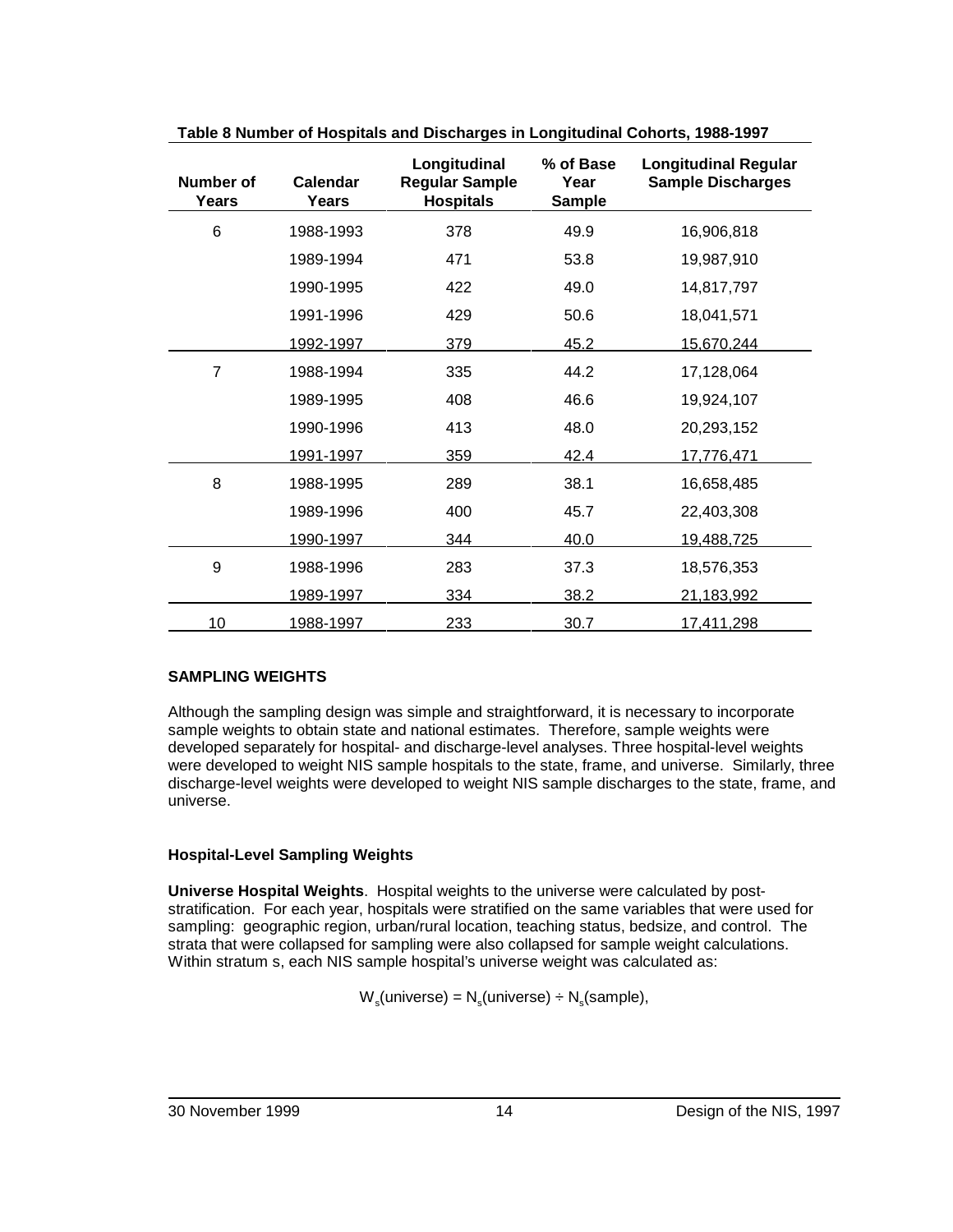**Table 8 Number of Hospitals and Discharges in Longitudinal Cohorts, 1988-1997**

| Number of Years | Calendar Years | Longitudinal Regular Sample Hospitals | % of Base Year Sample | Longitudinal Regular Sample Discharges |
|---|---|---|---|---|
| 6 | 1988-1993 | 378 | 49.9 | 16,906,818 |
| | 1989-1994 | 471 | 53.8 | 19,987,910 |
| | 1990-1995 | 422 | 49.0 | 14,817,797 |
| | 1991-1996 | 429 | 50.6 | 18,041,571 |
| | 1992-1997 | 379 | 45.2 | 15,670,244 |
| 7 | 1988-1994 | 335 | 44.2 | 17,128,064 |
| | 1989-1995 | 408 | 46.6 | 19,924,107 |
| | 1990-1996 | 413 | 48.0 | 20,293,152 |
| | 1991-1997 | 359 | 42.4 | 17,776,471 |
| 8 | 1988-1995 | 289 | 38.1 | 16,658,485 |
| | 1989-1996 | 400 | 45.7 | 22,403,308 |
| | 1990-1997 | 344 | 40.0 | 19,488,725 |
| 9 | 1988-1996 | 283 | 37.3 | 18,576,353 |
| | 1989-1997 | 334 | 38.2 | 21,183,992 |
| 10 | 1988-1997 | 233 | 30.7 | 17,411,298 |

## SAMPLING WEIGHTS

Although the sampling design was simple and straightforward, it is necessary to incorporate sample weights to obtain state and national estimates. Therefore, sample weights were developed separately for hospital- and discharge-level analyses. Three hospital-level weights were developed to weight NIS sample hospitals to the state, frame, and universe. Similarly, three discharge-level weights were developed to weight NIS sample discharges to the state, frame, and universe.

### Hospital-Level Sampling Weights

**Universe Hospital Weights**. Hospital weights to the universe were calculated by post-stratification. For each year, hospitals were stratified on the same variables that were used for sampling: geographic region, urban/rural location, teaching status, bedsize, and control. The strata that were collapsed for sampling were also collapsed for sample weight calculations. Within stratum s, each NIS sample hospital's universe weight was calculated as:

$$W_s(\text{universe}) = N_s(\text{universe}) \div N_s(\text{sample}),$$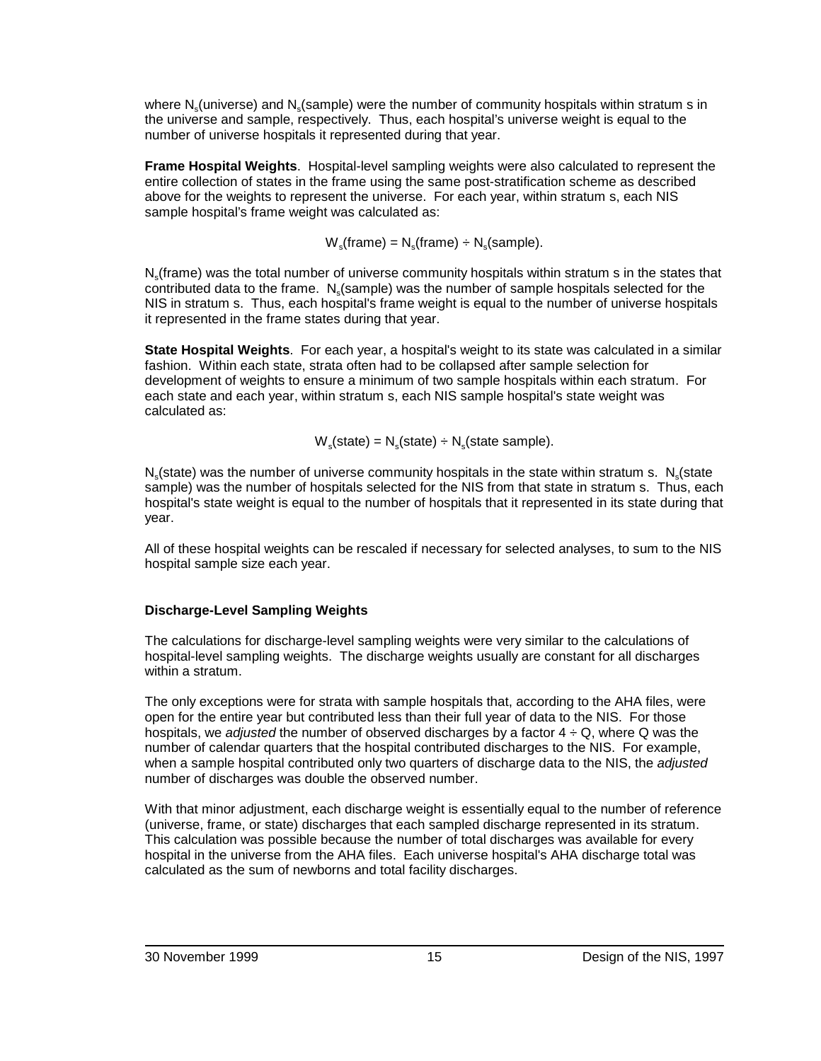where $N_s$(universe) and $N_s$(sample) were the number of community hospitals within stratum s in the universe and sample, respectively. Thus, each hospital's universe weight is equal to the number of universe hospitals it represented during that year.

**Frame Hospital Weights**. Hospital-level sampling weights were also calculated to represent the entire collection of states in the frame using the same post-stratification scheme as described above for the weights to represent the universe. For each year, within stratum s, each NIS sample hospital's frame weight was calculated as:

$$W_s(\text{frame}) = N_s(\text{frame}) \div N_s(\text{sample}).$$

$N_s$(frame) was the total number of universe community hospitals within stratum s in the states that contributed data to the frame. $N_s$(sample) was the number of sample hospitals selected for the NIS in stratum s. Thus, each hospital's frame weight is equal to the number of universe hospitals it represented in the frame states during that year.

**State Hospital Weights**. For each year, a hospital's weight to its state was calculated in a similar fashion. Within each state, strata often had to be collapsed after sample selection for development of weights to ensure a minimum of two sample hospitals within each stratum. For each state and each year, within stratum s, each NIS sample hospital's state weight was calculated as:

$$W_s(\text{state}) = N_s(\text{state}) \div N_s(\text{state sample}).$$

$N_s$(state) was the number of universe community hospitals in the state within stratum s. $N_s$(state sample) was the number of hospitals selected for the NIS from that state in stratum s. Thus, each hospital's state weight is equal to the number of hospitals that it represented in its state during that year.

All of these hospital weights can be rescaled if necessary for selected analyses, to sum to the NIS hospital sample size each year.

### Discharge-Level Sampling Weights

The calculations for discharge-level sampling weights were very similar to the calculations of hospital-level sampling weights. The discharge weights usually are constant for all discharges within a stratum.

The only exceptions were for strata with sample hospitals that, according to the AHA files, were open for the entire year but contributed less than their full year of data to the NIS. For those hospitals, we *adjusted* the number of observed discharges by a factor $4 \div Q$, where Q was the number of calendar quarters that the hospital contributed discharges to the NIS. For example, when a sample hospital contributed only two quarters of discharge data to the NIS, the *adjusted* number of discharges was double the observed number.

With that minor adjustment, each discharge weight is essentially equal to the number of reference (universe, frame, or state) discharges that each sampled discharge represented in its stratum. This calculation was possible because the number of total discharges was available for every hospital in the universe from the AHA files. Each universe hospital's AHA discharge total was calculated as the sum of newborns and total facility discharges.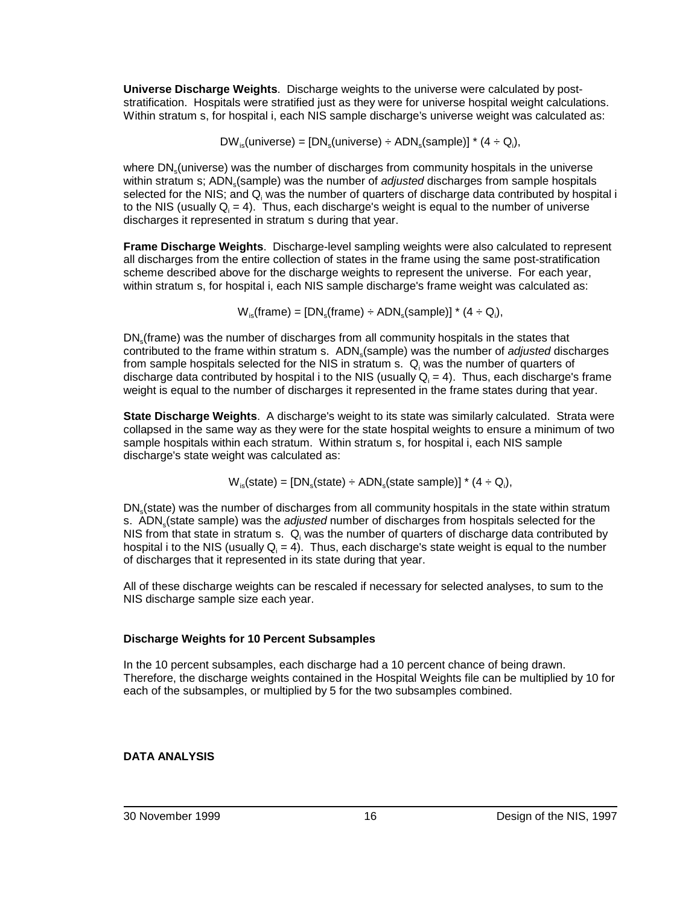**Universe Discharge Weights**. Discharge weights to the universe were calculated by post-stratification. Hospitals were stratified just as they were for universe hospital weight calculations. Within stratum s, for hospital i, each NIS sample discharge's universe weight was calculated as:

$$DW_{is}(\text{universe}) = [DN_s(\text{universe}) \div ADN_s(\text{sample})] * (4 \div Q_i),$$

where $DN_s$(universe) was the number of discharges from community hospitals in the universe within stratum s; $ADN_s$(sample) was the number of *adjusted* discharges from sample hospitals selected for the NIS; and $Q_i$ was the number of quarters of discharge data contributed by hospital i to the NIS (usually $Q_i = 4$). Thus, each discharge's weight is equal to the number of universe discharges it represented in stratum s during that year.

**Frame Discharge Weights**. Discharge-level sampling weights were also calculated to represent all discharges from the entire collection of states in the frame using the same post-stratification scheme described above for the discharge weights to represent the universe. For each year, within stratum s, for hospital i, each NIS sample discharge's frame weight was calculated as:

$$W_{is}(\text{frame}) = [DN_s(\text{frame}) \div ADN_s(\text{sample})] * (4 \div Q_i),$$

$DN_s$(frame) was the number of discharges from all community hospitals in the states that contributed to the frame within stratum s. $ADN_s$(sample) was the number of *adjusted* discharges from sample hospitals selected for the NIS in stratum s. $Q_i$ was the number of quarters of discharge data contributed by hospital i to the NIS (usually $Q_i = 4$). Thus, each discharge's frame weight is equal to the number of discharges it represented in the frame states during that year.

**State Discharge Weights**. A discharge's weight to its state was similarly calculated. Strata were collapsed in the same way as they were for the state hospital weights to ensure a minimum of two sample hospitals within each stratum. Within stratum s, for hospital i, each NIS sample discharge's state weight was calculated as:

$$W_{is}(\text{state}) = [DN_s(\text{state}) \div ADN_s(\text{state sample})] * (4 \div Q_i),$$

$DN_s$(state) was the number of discharges from all community hospitals in the state within stratum s. $ADN_s$(state sample) was the *adjusted* number of discharges from hospitals selected for the NIS from that state in stratum s. $Q_i$ was the number of quarters of discharge data contributed by hospital i to the NIS (usually $Q_i = 4$). Thus, each discharge's state weight is equal to the number of discharges that it represented in its state during that year.

All of these discharge weights can be rescaled if necessary for selected analyses, to sum to the NIS discharge sample size each year.

### Discharge Weights for 10 Percent Subsamples

In the 10 percent subsamples, each discharge had a 10 percent chance of being drawn. Therefore, the discharge weights contained in the Hospital Weights file can be multiplied by 10 for each of the subsamples, or multiplied by 5 for the two subsamples combined.

## DATA ANALYSIS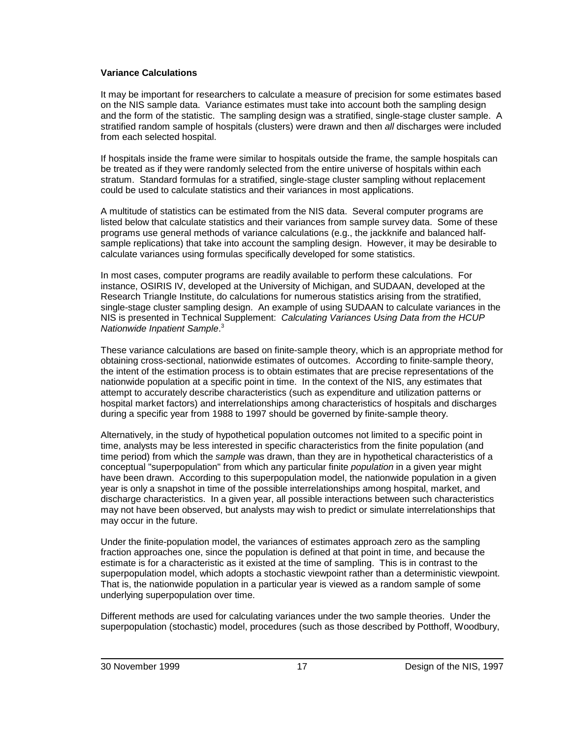**Variance Calculations**

It may be important for researchers to calculate a measure of precision for some estimates based on the NIS sample data. Variance estimates must take into account both the sampling design and the form of the statistic. The sampling design was a stratified, single-stage cluster sample. A stratified random sample of hospitals (clusters) were drawn and then *all* discharges were included from each selected hospital.

If hospitals inside the frame were similar to hospitals outside the frame, the sample hospitals can be treated as if they were randomly selected from the entire universe of hospitals within each stratum. Standard formulas for a stratified, single-stage cluster sampling without replacement could be used to calculate statistics and their variances in most applications.

A multitude of statistics can be estimated from the NIS data. Several computer programs are listed below that calculate statistics and their variances from sample survey data. Some of these programs use general methods of variance calculations (e.g., the jackknife and balanced half-sample replications) that take into account the sampling design. However, it may be desirable to calculate variances using formulas specifically developed for some statistics.

In most cases, computer programs are readily available to perform these calculations. For instance, OSIRIS IV, developed at the University of Michigan, and SUDAAN, developed at the Research Triangle Institute, do calculations for numerous statistics arising from the stratified, single-stage cluster sampling design. An example of using SUDAAN to calculate variances in the NIS is presented in Technical Supplement: *Calculating Variances Using Data from the HCUP Nationwide Inpatient Sample*.[3]

These variance calculations are based on finite-sample theory, which is an appropriate method for obtaining cross-sectional, nationwide estimates of outcomes. According to finite-sample theory, the intent of the estimation process is to obtain estimates that are precise representations of the nationwide population at a specific point in time. In the context of the NIS, any estimates that attempt to accurately describe characteristics (such as expenditure and utilization patterns or hospital market factors) and interrelationships among characteristics of hospitals and discharges during a specific year from 1988 to 1997 should be governed by finite-sample theory.

Alternatively, in the study of hypothetical population outcomes not limited to a specific point in time, analysts may be less interested in specific characteristics from the finite population (and time period) from which the *sample* was drawn, than they are in hypothetical characteristics of a conceptual "superpopulation" from which any particular finite *population* in a given year might have been drawn. According to this superpopulation model, the nationwide population in a given year is only a snapshot in time of the possible interrelationships among hospital, market, and discharge characteristics. In a given year, all possible interactions between such characteristics may not have been observed, but analysts may wish to predict or simulate interrelationships that may occur in the future.

Under the finite-population model, the variances of estimates approach zero as the sampling fraction approaches one, since the population is defined at that point in time, and because the estimate is for a characteristic as it existed at the time of sampling. This is in contrast to the superpopulation model, which adopts a stochastic viewpoint rather than a deterministic viewpoint. That is, the nationwide population in a particular year is viewed as a random sample of some underlying superpopulation over time.

Different methods are used for calculating variances under the two sample theories. Under the superpopulation (stochastic) model, procedures (such as those described by Potthoff, Woodbury,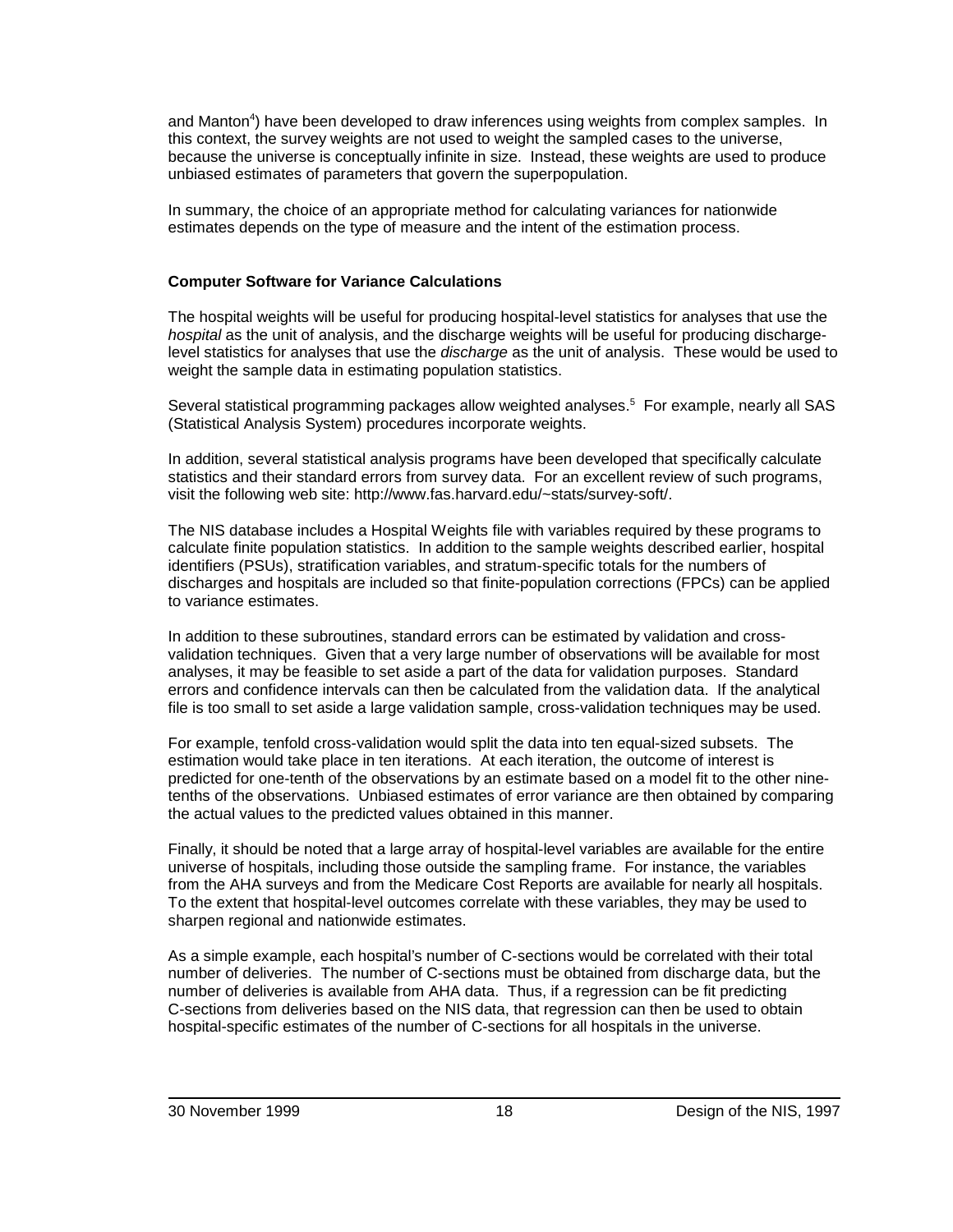and Manton[4]) have been developed to draw inferences using weights from complex samples. In this context, the survey weights are not used to weight the sampled cases to the universe, because the universe is conceptually infinite in size. Instead, these weights are used to produce unbiased estimates of parameters that govern the superpopulation.

In summary, the choice of an appropriate method for calculating variances for nationwide estimates depends on the type of measure and the intent of the estimation process.

### Computer Software for Variance Calculations

The hospital weights will be useful for producing hospital-level statistics for analyses that use the *hospital* as the unit of analysis, and the discharge weights will be useful for producing discharge-level statistics for analyses that use the *discharge* as the unit of analysis. These would be used to weight the sample data in estimating population statistics.

Several statistical programming packages allow weighted analyses.[5] For example, nearly all SAS (Statistical Analysis System) procedures incorporate weights.

In addition, several statistical analysis programs have been developed that specifically calculate statistics and their standard errors from survey data. For an excellent review of such programs, visit the following web site: http://www.fas.harvard.edu/~stats/survey-soft/.

The NIS database includes a Hospital Weights file with variables required by these programs to calculate finite population statistics. In addition to the sample weights described earlier, hospital identifiers (PSUs), stratification variables, and stratum-specific totals for the numbers of discharges and hospitals are included so that finite-population corrections (FPCs) can be applied to variance estimates.

In addition to these subroutines, standard errors can be estimated by validation and cross-validation techniques. Given that a very large number of observations will be available for most analyses, it may be feasible to set aside a part of the data for validation purposes. Standard errors and confidence intervals can then be calculated from the validation data. If the analytical file is too small to set aside a large validation sample, cross-validation techniques may be used.

For example, tenfold cross-validation would split the data into ten equal-sized subsets. The estimation would take place in ten iterations. At each iteration, the outcome of interest is predicted for one-tenth of the observations by an estimate based on a model fit to the other nine-tenths of the observations. Unbiased estimates of error variance are then obtained by comparing the actual values to the predicted values obtained in this manner.

Finally, it should be noted that a large array of hospital-level variables are available for the entire universe of hospitals, including those outside the sampling frame. For instance, the variables from the AHA surveys and from the Medicare Cost Reports are available for nearly all hospitals. To the extent that hospital-level outcomes correlate with these variables, they may be used to sharpen regional and nationwide estimates.

As a simple example, each hospital's number of C-sections would be correlated with their total number of deliveries. The number of C-sections must be obtained from discharge data, but the number of deliveries is available from AHA data. Thus, if a regression can be fit predicting C-sections from deliveries based on the NIS data, that regression can then be used to obtain hospital-specific estimates of the number of C-sections for all hospitals in the universe.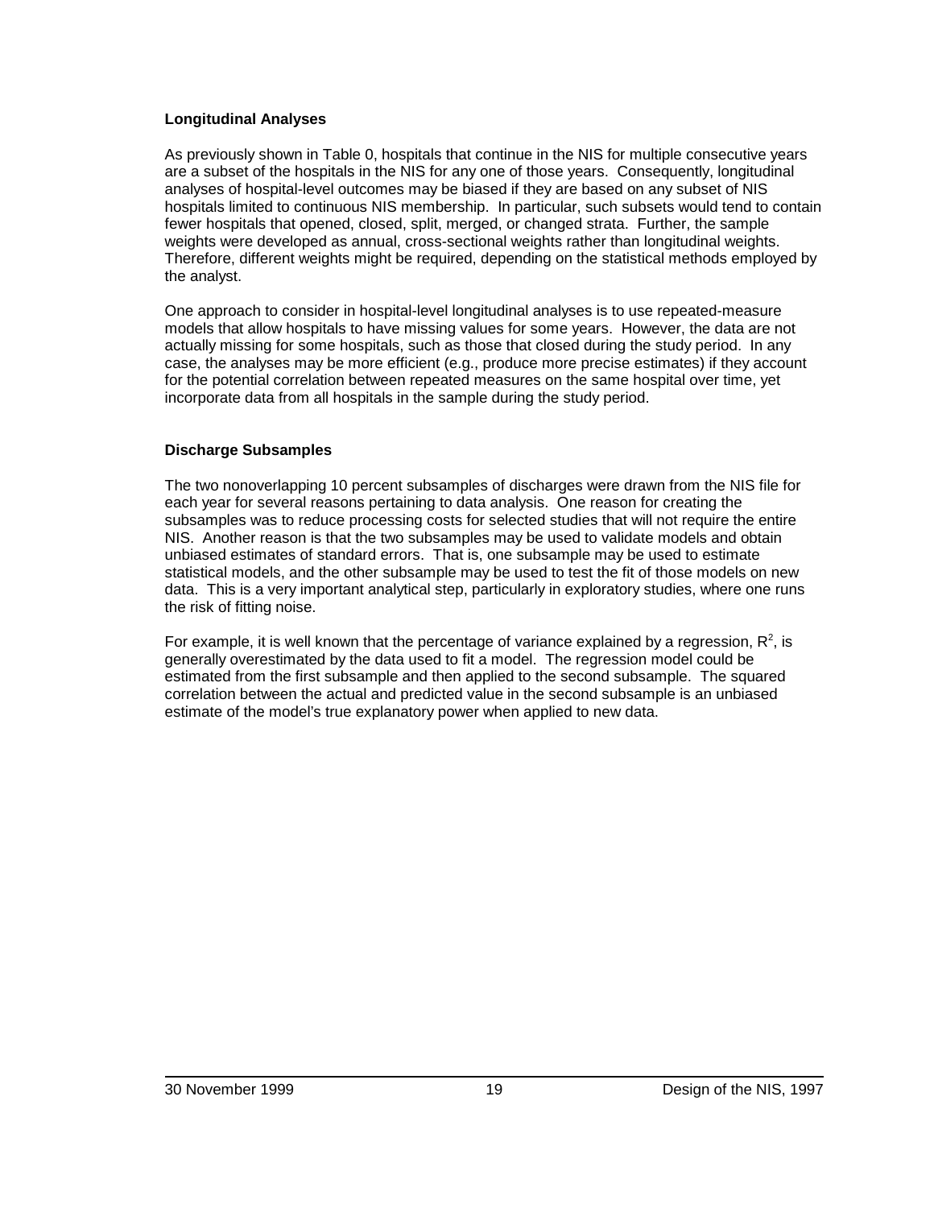### Longitudinal Analyses

As previously shown in Table 0, hospitals that continue in the NIS for multiple consecutive years are a subset of the hospitals in the NIS for any one of those years. Consequently, longitudinal analyses of hospital-level outcomes may be biased if they are based on any subset of NIS hospitals limited to continuous NIS membership. In particular, such subsets would tend to contain fewer hospitals that opened, closed, split, merged, or changed strata. Further, the sample weights were developed as annual, cross-sectional weights rather than longitudinal weights. Therefore, different weights might be required, depending on the statistical methods employed by the analyst.

One approach to consider in hospital-level longitudinal analyses is to use repeated-measure models that allow hospitals to have missing values for some years. However, the data are not actually missing for some hospitals, such as those that closed during the study period. In any case, the analyses may be more efficient (e.g., produce more precise estimates) if they account for the potential correlation between repeated measures on the same hospital over time, yet incorporate data from all hospitals in the sample during the study period.

### Discharge Subsamples

The two nonoverlapping 10 percent subsamples of discharges were drawn from the NIS file for each year for several reasons pertaining to data analysis. One reason for creating the subsamples was to reduce processing costs for selected studies that will not require the entire NIS. Another reason is that the two subsamples may be used to validate models and obtain unbiased estimates of standard errors. That is, one subsample may be used to estimate statistical models, and the other subsample may be used to test the fit of those models on new data. This is a very important analytical step, particularly in exploratory studies, where one runs the risk of fitting noise.

For example, it is well known that the percentage of variance explained by a regression, $R^2$, is generally overestimated by the data used to fit a model. The regression model could be estimated from the first subsample and then applied to the second subsample. The squared correlation between the actual and predicted value in the second subsample is an unbiased estimate of the model's true explanatory power when applied to new data.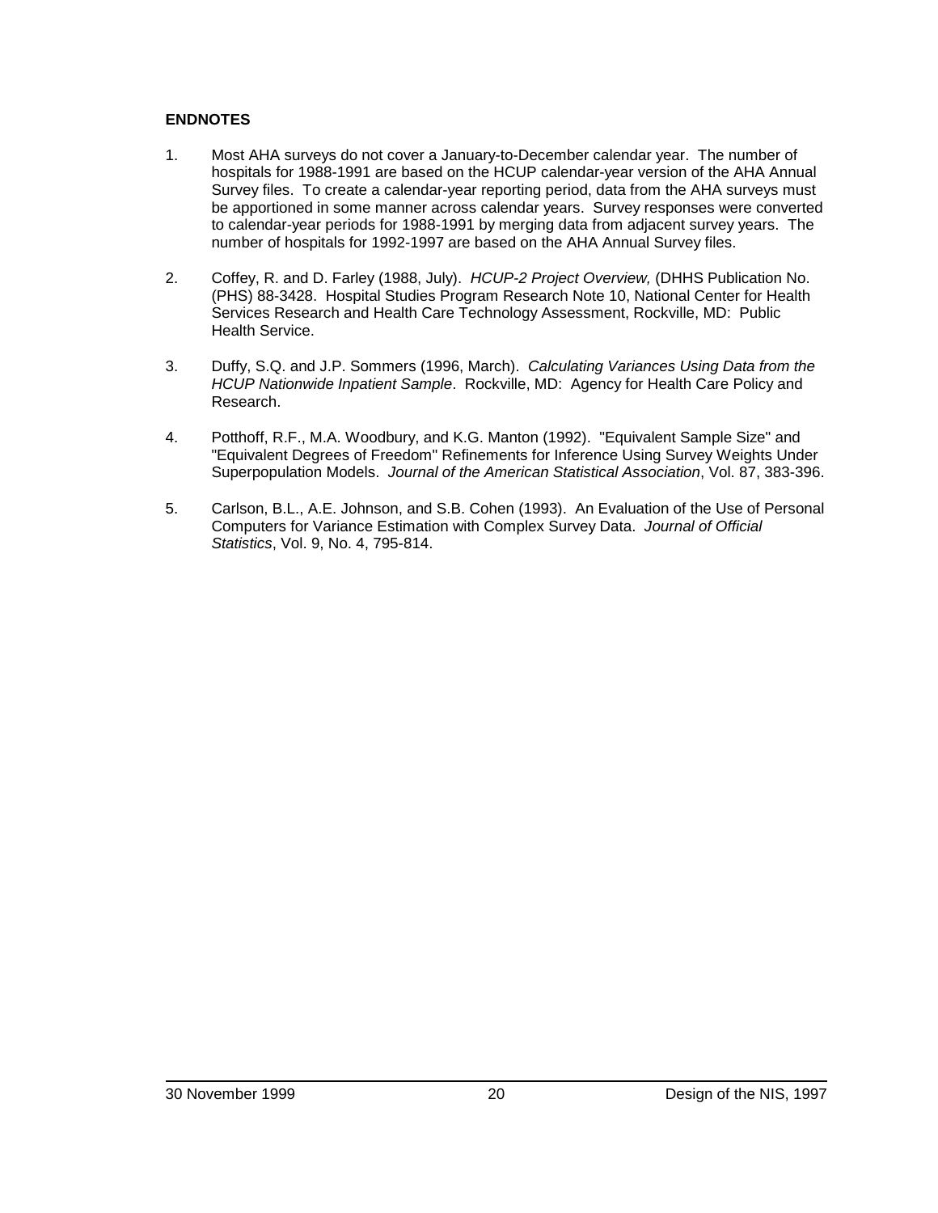**ENDNOTES**

1. Most AHA surveys do not cover a January-to-December calendar year. The number of hospitals for 1988-1991 are based on the HCUP calendar-year version of the AHA Annual Survey files. To create a calendar-year reporting period, data from the AHA surveys must be apportioned in some manner across calendar years. Survey responses were converted to calendar-year periods for 1988-1991 by merging data from adjacent survey years. The number of hospitals for 1992-1997 are based on the AHA Annual Survey files.

2. Coffey, R. and D. Farley (1988, July). *HCUP-2 Project Overview,* (DHHS Publication No. (PHS) 88-3428. Hospital Studies Program Research Note 10, National Center for Health Services Research and Health Care Technology Assessment, Rockville, MD: Public Health Service.

3. Duffy, S.Q. and J.P. Sommers (1996, March). *Calculating Variances Using Data from the HCUP Nationwide Inpatient Sample*. Rockville, MD: Agency for Health Care Policy and Research.

4. Potthoff, R.F., M.A. Woodbury, and K.G. Manton (1992). "Equivalent Sample Size" and "Equivalent Degrees of Freedom" Refinements for Inference Using Survey Weights Under Superpopulation Models. *Journal of the American Statistical Association*, Vol. 87, 383-396.

5. Carlson, B.L., A.E. Johnson, and S.B. Cohen (1993). An Evaluation of the Use of Personal Computers for Variance Estimation with Complex Survey Data. *Journal of Official Statistics*, Vol. 9, No. 4, 795-814.